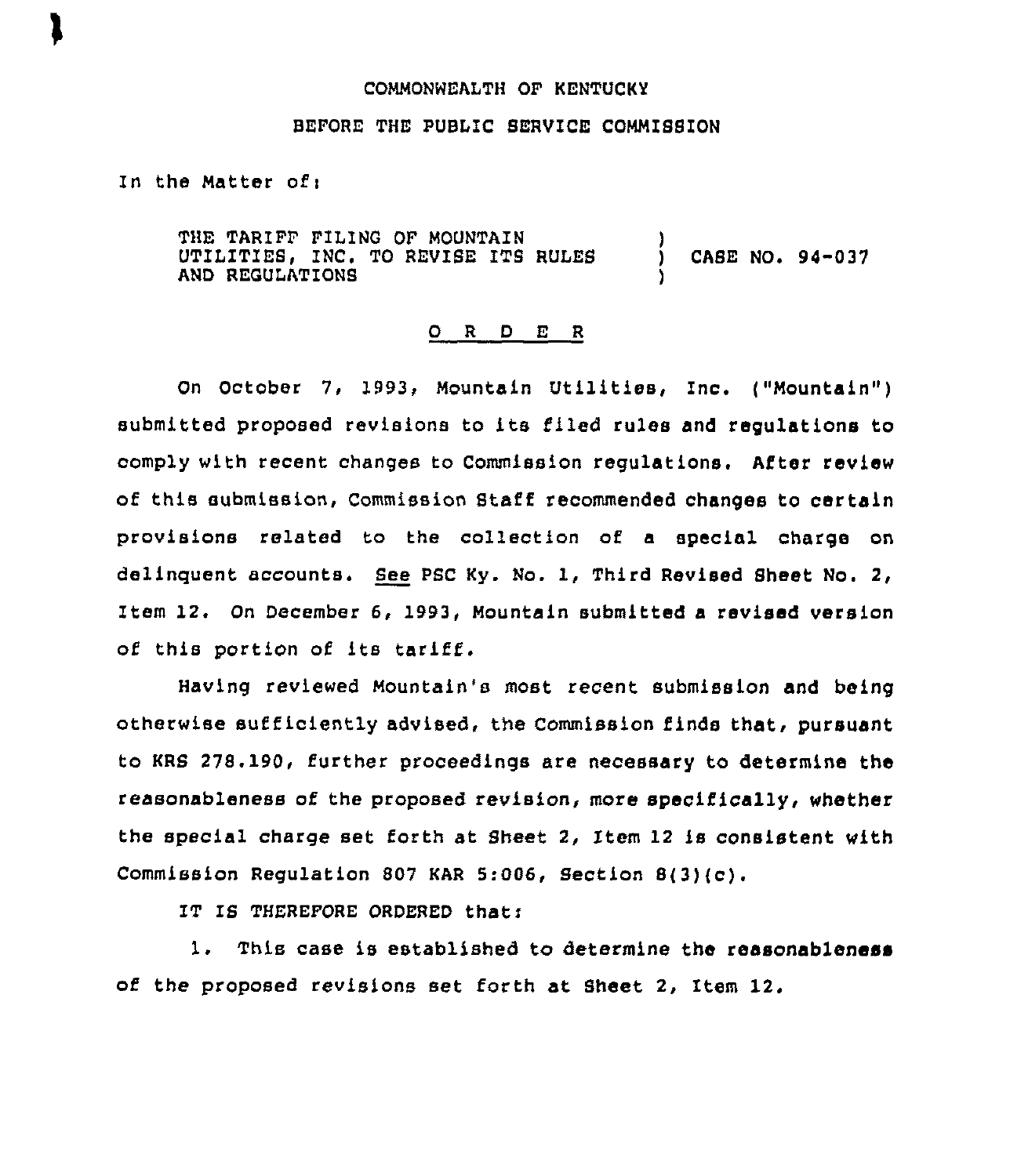COMMONWEALTH OF KENTUCKY

BEFORE THE PUBLIC SERVICE COMMISSION

In the Matter of:

THE TARIFF FILING OF MOUNTAIN UTILITIES, INC. TO REVISE ITS RULES AND REGULATIONS ) CASE NO. 94-037

O R D E R

On October 7, 1993, Mountain Utilities, Inc. ("Mountain") submitted proposed revisions to its filed rules and regulations to comply with recent changes to Commission regulations. After review of this submission, Commission Staff recommended changes to certain provisions related to the collection of a special charge on delinquent accounts. See PSC Ky. No. 1, Third Revised Sheet No. 2, Item 12. On December 6, 1993, Mountain submitted a revised version of this portion of its tariff.

Having reviewed Mountain's most recent submission and being otherwise sufficiently advised, the Commission finds that, pursuant to KRS 278.190, further proceedings are necessary to determine the reasonableness of the proposed revision, more specifically, whether the special charge set forth at Sheet 2, Item 12 is consistent with Commission Regulation 807 KAR 5:006, Section 8(3)(c).

IT IS THEREFORE ORDERED that:

1. This case is established to determine the reasonableness of the proposed revisions set forth at Sheet 2, Item 12.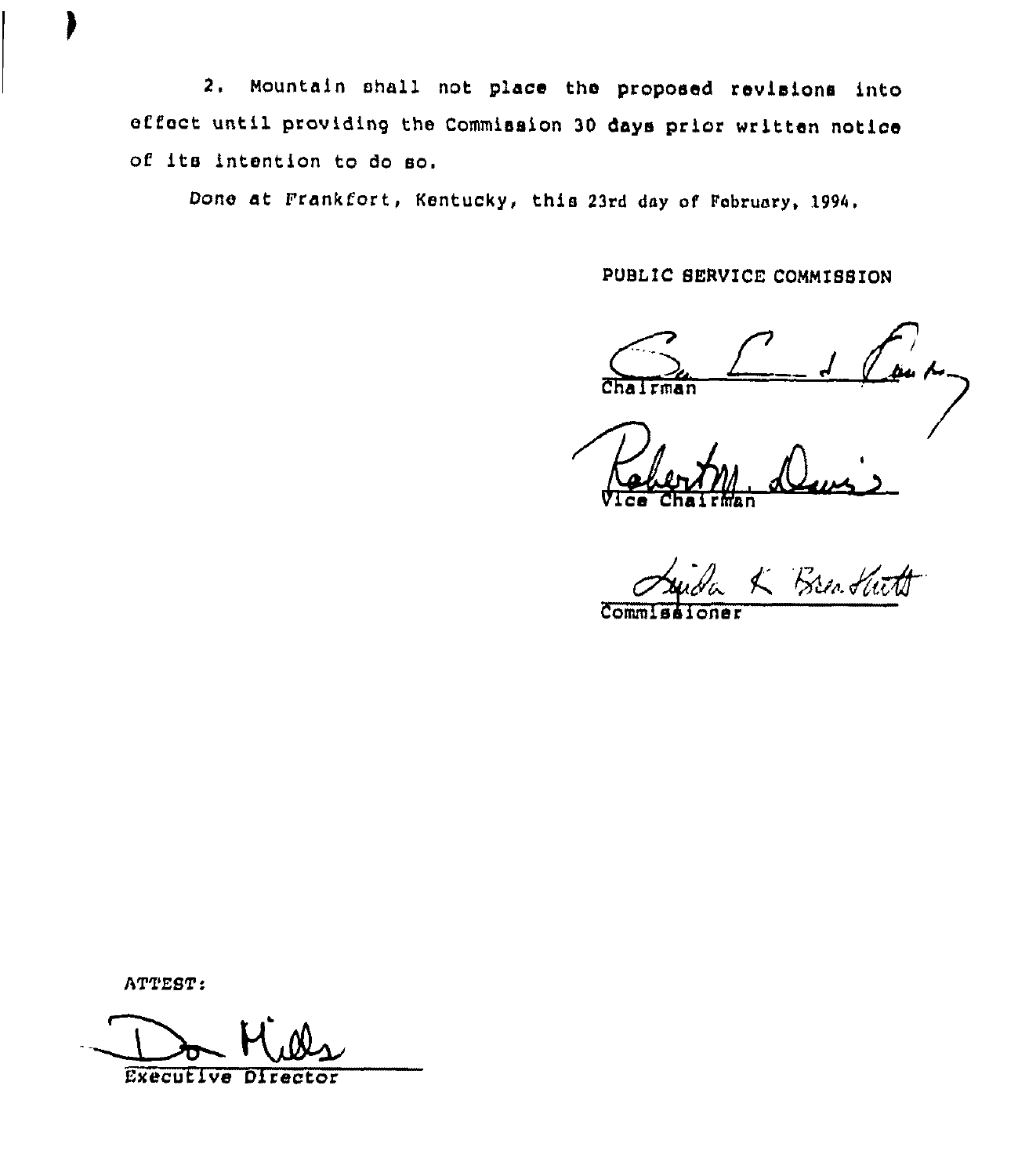2. Mountain shall not place the proposed revisions into effect until providing the Commission 30 days prior written notice of its intention to do so.

Done at Frankfort, Kentucky, this 23rd day of February, 1994.

PUBLIC SERVICE COMMISSION

Chairman

Vice Chairman

Commissioner

ATTEST:

Executive Director